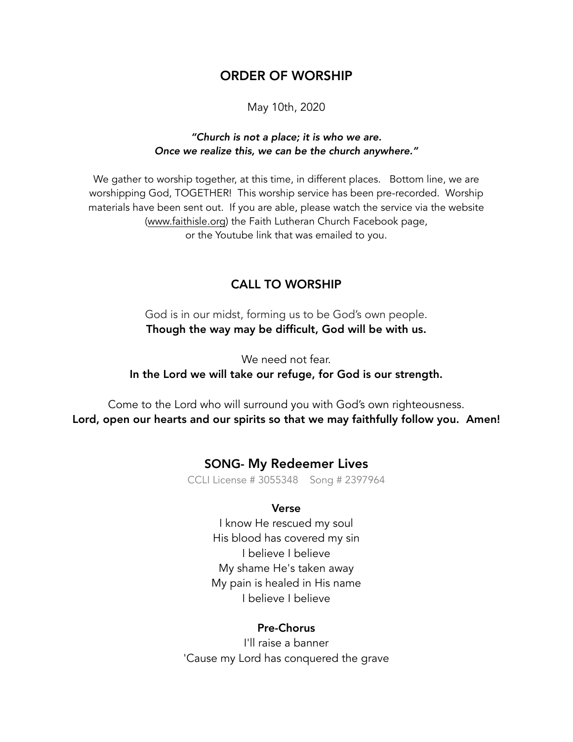## ORDER OF WORSHIP

May 10th, 2020

***"Church is not a place; it is who we are. Once we realize this, we can be the church anywhere."***

We gather to worship together, at this time, in different places. Bottom line, we are worshipping God, TOGETHER! This worship service has been pre-recorded. Worship materials have been sent out. If you are able, please watch the service via the website (www.faithisle.org) the Faith Lutheran Church Facebook page, or the Youtube link that was emailed to you.

## CALL TO WORSHIP

God is in our midst, forming us to be God's own people.
**Though the way may be difficult, God will be with us.**

We need not fear.
**In the Lord we will take our refuge, for God is our strength.**

Come to the Lord who will surround you with God's own righteousness.
**Lord, open our hearts and our spirits so that we may faithfully follow you. Amen!**

## SONG- My Redeemer Lives

CCLI License # 3055348 Song # 2397964

**Verse**

I know He rescued my soul
His blood has covered my sin
I believe I believe
My shame He's taken away
My pain is healed in His name
I believe I believe

**Pre-Chorus**

I'll raise a banner
'Cause my Lord has conquered the grave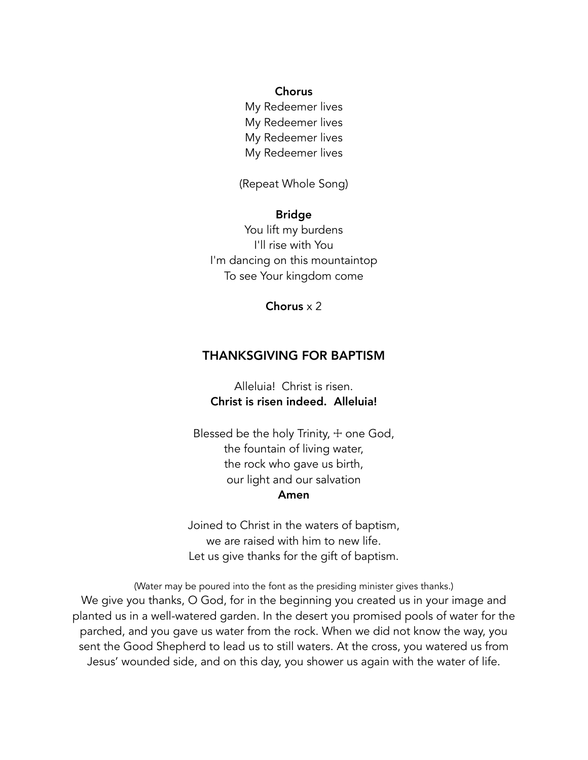**Chorus**
My Redeemer lives
My Redeemer lives
My Redeemer lives
My Redeemer lives

(Repeat Whole Song)

**Bridge**
You lift my burdens
I'll rise with You
I'm dancing on this mountaintop
To see Your kingdom come

**Chorus** x 2

## THANKSGIVING FOR BAPTISM

Alleluia! Christ is risen.
**Christ is risen indeed. Alleluia!**

Blessed be the holy Trinity, ☩ one God,
the fountain of living water,
the rock who gave us birth,
our light and our salvation
**Amen**

Joined to Christ in the waters of baptism,
we are raised with him to new life.
Let us give thanks for the gift of baptism.

(Water may be poured into the font as the presiding minister gives thanks.)

We give you thanks, O God, for in the beginning you created us in your image and planted us in a well-watered garden. In the desert you promised pools of water for the parched, and you gave us water from the rock. When we did not know the way, you sent the Good Shepherd to lead us to still waters. At the cross, you watered us from Jesus' wounded side, and on this day, you shower us again with the water of life.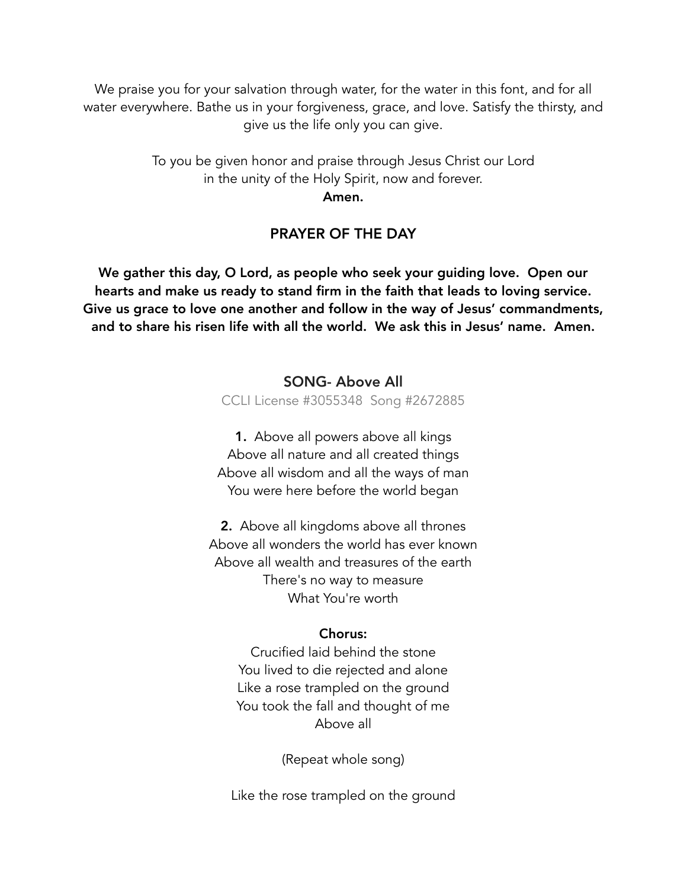We praise you for your salvation through water, for the water in this font, and for all water everywhere. Bathe us in your forgiveness, grace, and love. Satisfy the thirsty, and give us the life only you can give.

To you be given honor and praise through Jesus Christ our Lord
in the unity of the Holy Spirit, now and forever.
**Amen.**

## PRAYER OF THE DAY

**We gather this day, O Lord, as people who seek your guiding love. Open our hearts and make us ready to stand firm in the faith that leads to loving service. Give us grace to love one another and follow in the way of Jesus' commandments, and to share his risen life with all the world. We ask this in Jesus' name. Amen.**

## SONG- Above All

CCLI License #3055348 Song #2672885

**1.** Above all powers above all kings
Above all nature and all created things
Above all wisdom and all the ways of man
You were here before the world began

**2.** Above all kingdoms above all thrones
Above all wonders the world has ever known
Above all wealth and treasures of the earth
There's no way to measure
What You're worth

**Chorus:**
Crucified laid behind the stone
You lived to die rejected and alone
Like a rose trampled on the ground
You took the fall and thought of me
Above all

(Repeat whole song)

Like the rose trampled on the ground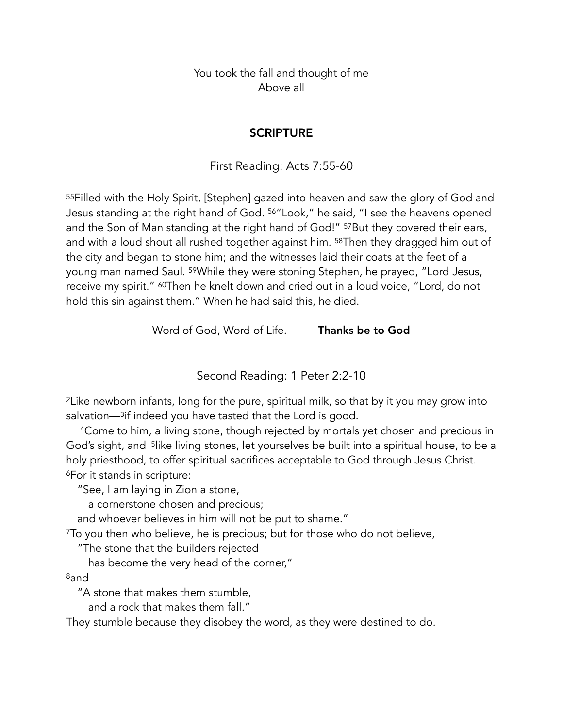You took the fall and thought of me
Above all

## SCRIPTURE

First Reading: Acts 7:55-60

55Filled with the Holy Spirit, [Stephen] gazed into heaven and saw the glory of God and Jesus standing at the right hand of God. 56"Look," he said, "I see the heavens opened and the Son of Man standing at the right hand of God!" 57But they covered their ears, and with a loud shout all rushed together against him. 58Then they dragged him out of the city and began to stone him; and the witnesses laid their coats at the feet of a young man named Saul. 59While they were stoning Stephen, he prayed, "Lord Jesus, receive my spirit." 60Then he knelt down and cried out in a loud voice, "Lord, do not hold this sin against them." When he had said this, he died.

Word of God, Word of Life. **Thanks be to God**

Second Reading: 1 Peter 2:2-10

2Like newborn infants, long for the pure, spiritual milk, so that by it you may grow into salvation—3if indeed you have tasted that the Lord is good.

4Come to him, a living stone, though rejected by mortals yet chosen and precious in God's sight, and 5like living stones, let yourselves be built into a spiritual house, to be a holy priesthood, to offer spiritual sacrifices acceptable to God through Jesus Christ. 6For it stands in scripture:

"See, I am laying in Zion a stone,
a cornerstone chosen and precious;
and whoever believes in him will not be put to shame."

7To you then who believe, he is precious; but for those who do not believe,

"The stone that the builders rejected
has become the very head of the corner,"

8and

"A stone that makes them stumble,
and a rock that makes them fall."

They stumble because they disobey the word, as they were destined to do.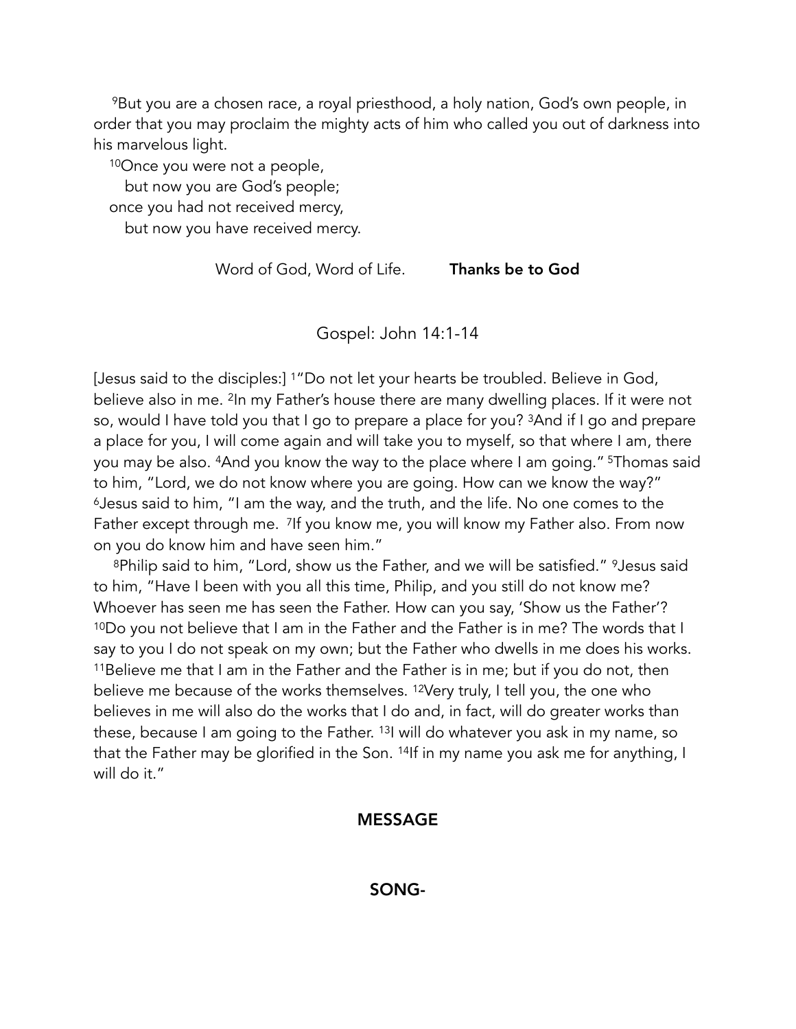[9]But you are a chosen race, a royal priesthood, a holy nation, God's own people, in order that you may proclaim the mighty acts of him who called you out of darkness into his marvelous light.

[10]Once you were not a people,  
  but now you are God's people;  
once you had not received mercy,  
  but now you have received mercy.

Word of God, Word of Life. **Thanks be to God**

## Gospel: John 14:1-14

[Jesus said to the disciples:] [1]"Do not let your hearts be troubled. Believe in God, believe also in me. [2]In my Father's house there are many dwelling places. If it were not so, would I have told you that I go to prepare a place for you? [3]And if I go and prepare a place for you, I will come again and will take you to myself, so that where I am, there you may be also. [4]And you know the way to the place where I am going." [5]Thomas said to him, "Lord, we do not know where you are going. How can we know the way?" [6]Jesus said to him, "I am the way, and the truth, and the life. No one comes to the Father except through me. [7]If you know me, you will know my Father also. From now on you do know him and have seen him."

[8]Philip said to him, "Lord, show us the Father, and we will be satisfied." [9]Jesus said to him, "Have I been with you all this time, Philip, and you still do not know me? Whoever has seen me has seen the Father. How can you say, 'Show us the Father'? [10]Do you not believe that I am in the Father and the Father is in me? The words that I say to you I do not speak on my own; but the Father who dwells in me does his works. [11]Believe me that I am in the Father and the Father is in me; but if you do not, then believe me because of the works themselves. [12]Very truly, I tell you, the one who believes in me will also do the works that I do and, in fact, will do greater works than these, because I am going to the Father. [13]I will do whatever you ask in my name, so that the Father may be glorified in the Son. [14]If in my name you ask me for anything, I will do it."

## MESSAGE

## SONG-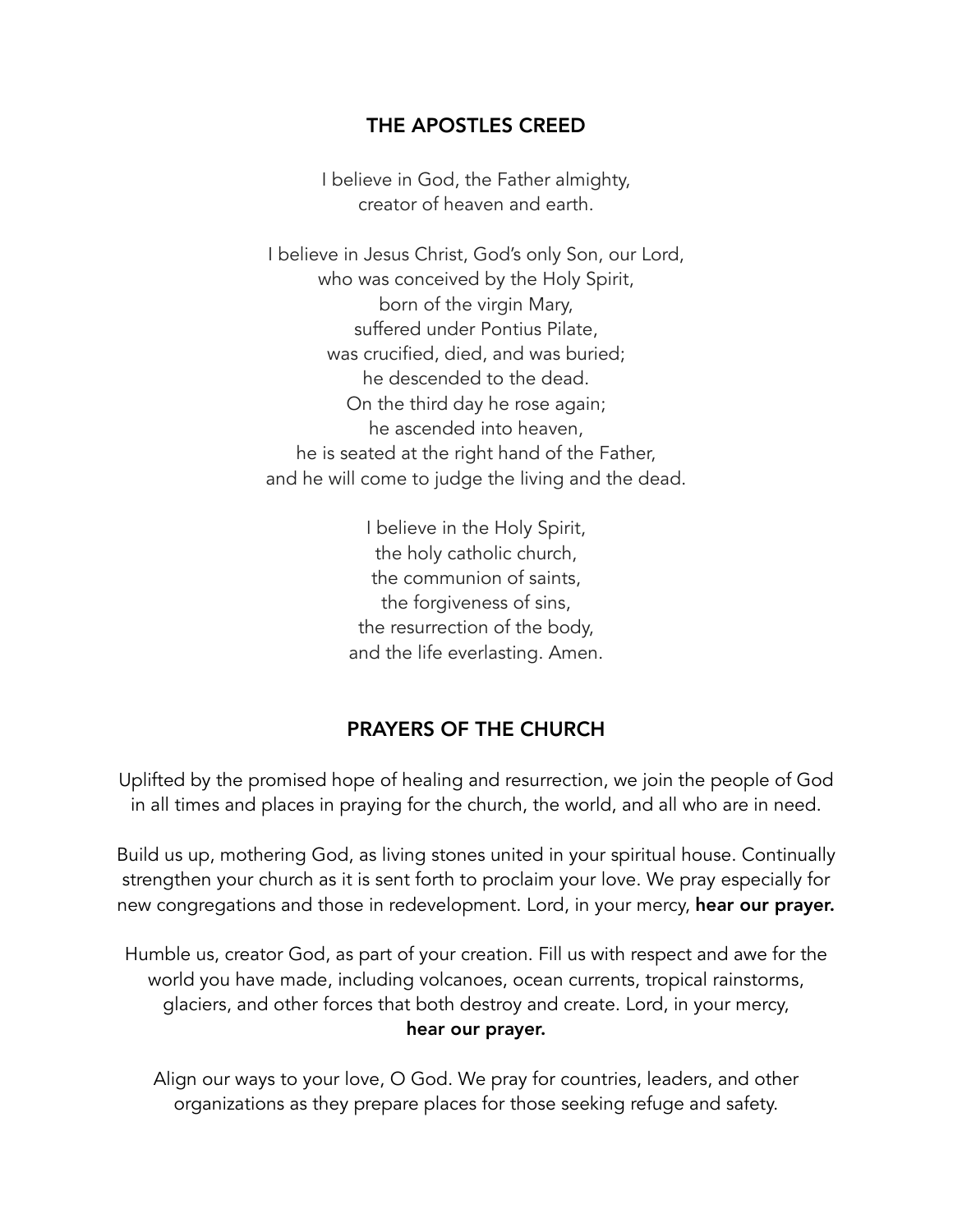## THE APOSTLES CREED

I believe in God, the Father almighty,
creator of heaven and earth.

I believe in Jesus Christ, God's only Son, our Lord,
who was conceived by the Holy Spirit,
born of the virgin Mary,
suffered under Pontius Pilate,
was crucified, died, and was buried;
he descended to the dead.
On the third day he rose again;
he ascended into heaven,
he is seated at the right hand of the Father,
and he will come to judge the living and the dead.

I believe in the Holy Spirit,
the holy catholic church,
the communion of saints,
the forgiveness of sins,
the resurrection of the body,
and the life everlasting. Amen.

## PRAYERS OF THE CHURCH

Uplifted by the promised hope of healing and resurrection, we join the people of God in all times and places in praying for the church, the world, and all who are in need.

Build us up, mothering God, as living stones united in your spiritual house. Continually strengthen your church as it is sent forth to proclaim your love. We pray especially for new congregations and those in redevelopment. Lord, in your mercy, **hear our prayer.**

Humble us, creator God, as part of your creation. Fill us with respect and awe for the world you have made, including volcanoes, ocean currents, tropical rainstorms, glaciers, and other forces that both destroy and create. Lord, in your mercy,
**hear our prayer.**

Align our ways to your love, O God. We pray for countries, leaders, and other organizations as they prepare places for those seeking refuge and safety.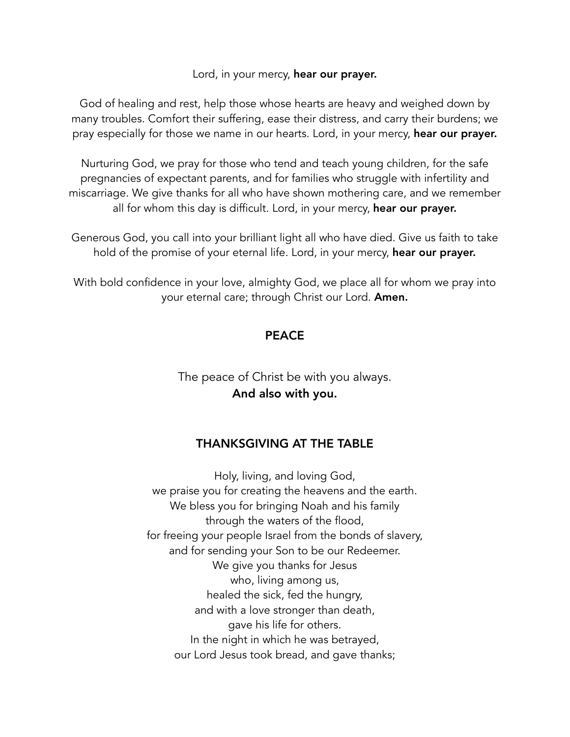Lord, in your mercy, **hear our prayer.**

God of healing and rest, help those whose hearts are heavy and weighed down by many troubles. Comfort their suffering, ease their distress, and carry their burdens; we pray especially for those we name in our hearts. Lord, in your mercy, **hear our prayer.**

Nurturing God, we pray for those who tend and teach young children, for the safe pregnancies of expectant parents, and for families who struggle with infertility and miscarriage. We give thanks for all who have shown mothering care, and we remember all for whom this day is difficult. Lord, in your mercy, **hear our prayer.**

Generous God, you call into your brilliant light all who have died. Give us faith to take hold of the promise of your eternal life. Lord, in your mercy, **hear our prayer.**

With bold confidence in your love, almighty God, we place all for whom we pray into your eternal care; through Christ our Lord. **Amen.**

## PEACE

The peace of Christ be with you always.
**And also with you.**

## THANKSGIVING AT THE TABLE

Holy, living, and loving God,
we praise you for creating the heavens and the earth.
We bless you for bringing Noah and his family
through the waters of the flood,
for freeing your people Israel from the bonds of slavery,
and for sending your Son to be our Redeemer.
We give you thanks for Jesus
who, living among us,
healed the sick, fed the hungry,
and with a love stronger than death,
gave his life for others.
In the night in which he was betrayed,
our Lord Jesus took bread, and gave thanks;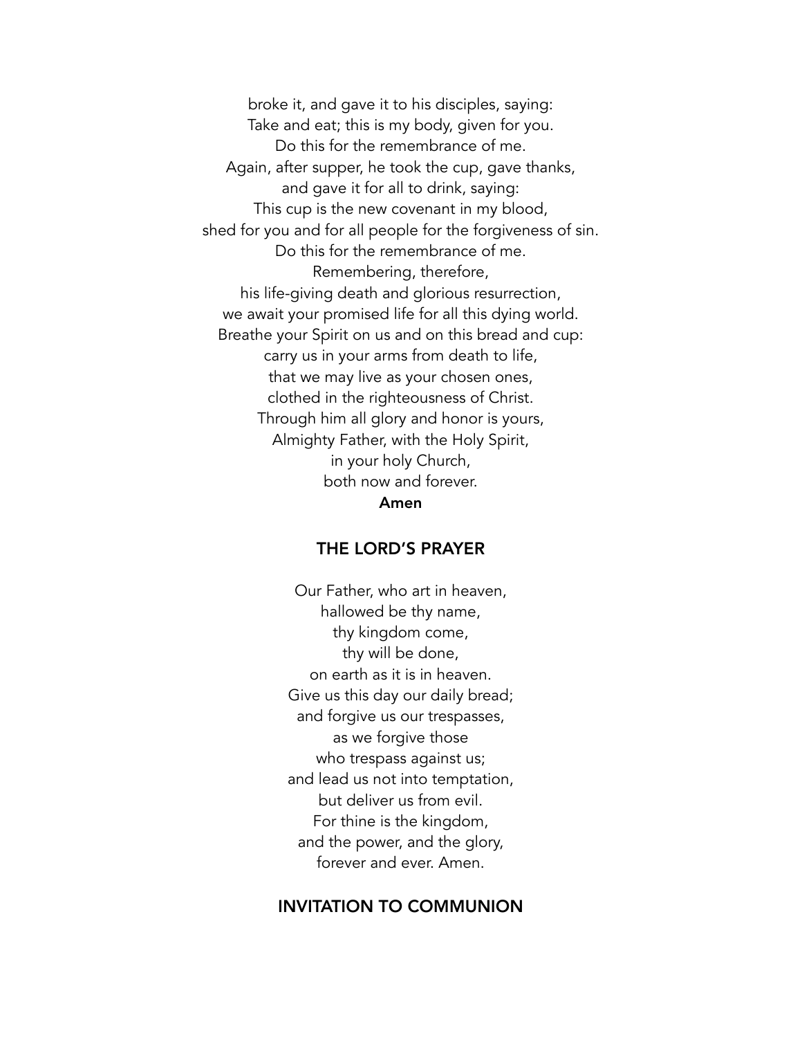broke it, and gave it to his disciples, saying:
Take and eat; this is my body, given for you.
Do this for the remembrance of me.
Again, after supper, he took the cup, gave thanks,
and gave it for all to drink, saying:
This cup is the new covenant in my blood,
shed for you and for all people for the forgiveness of sin.
Do this for the remembrance of me.
Remembering, therefore,
his life-giving death and glorious resurrection,
we await your promised life for all this dying world.
Breathe your Spirit on us and on this bread and cup:
carry us in your arms from death to life,
that we may live as your chosen ones,
clothed in the righteousness of Christ.
Through him all glory and honor is yours,
Almighty Father, with the Holy Spirit,
in your holy Church,
both now and forever.
**Amen**

## THE LORD'S PRAYER

Our Father, who art in heaven,
hallowed be thy name,
thy kingdom come,
thy will be done,
on earth as it is in heaven.
Give us this day our daily bread;
and forgive us our trespasses,
as we forgive those
who trespass against us;
and lead us not into temptation,
but deliver us from evil.
For thine is the kingdom,
and the power, and the glory,
forever and ever. Amen.

## INVITATION TO COMMUNION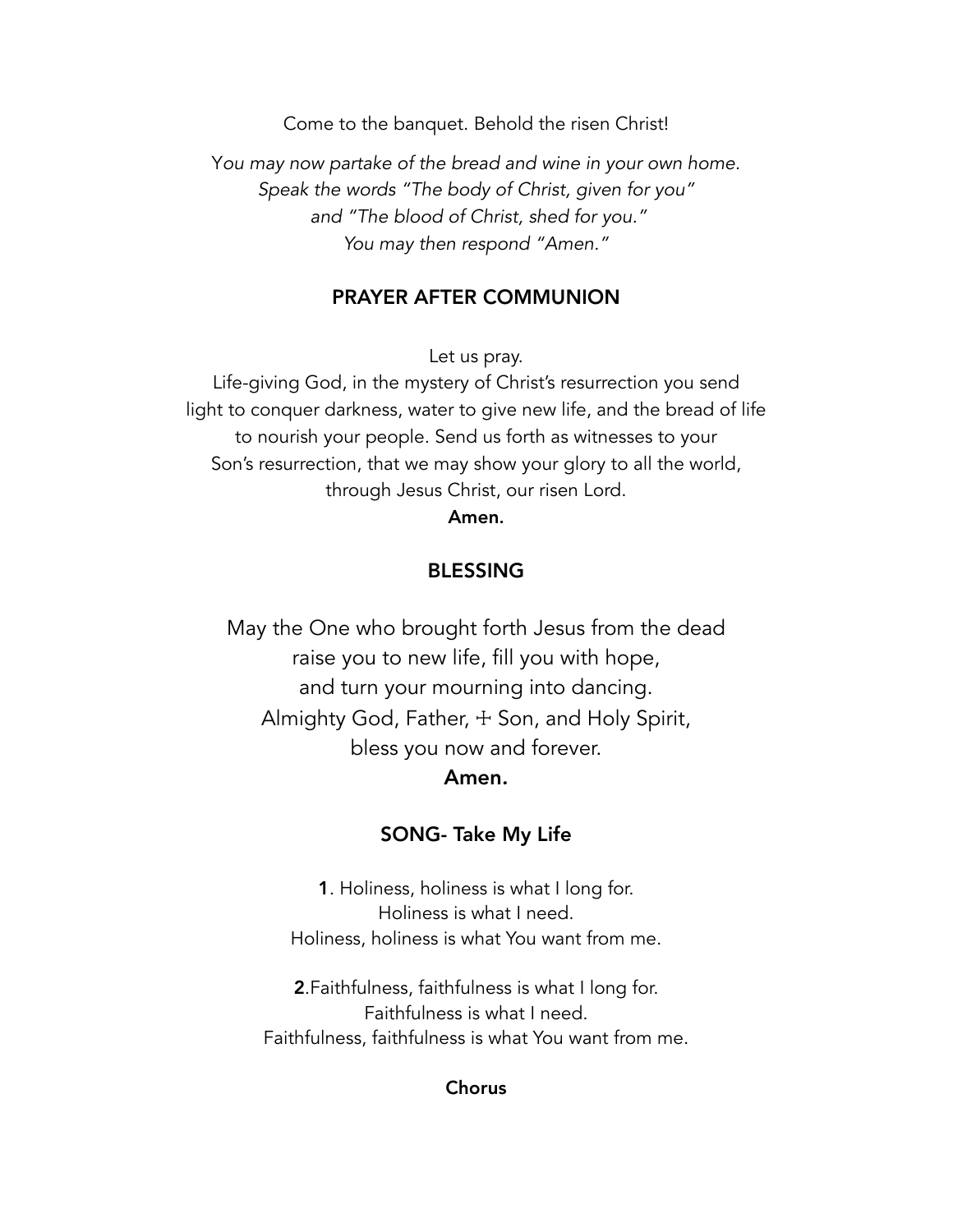Come to the banquet. Behold the risen Christ!

*You may now partake of the bread and wine in your own home.*
*Speak the words "The body of Christ, given for you"*
*and "The blood of Christ, shed for you."*
*You may then respond "Amen."*

## PRAYER AFTER COMMUNION

Let us pray.
Life-giving God, in the mystery of Christ's resurrection you send light to conquer darkness, water to give new life, and the bread of life to nourish your people. Send us forth as witnesses to your Son's resurrection, that we may show your glory to all the world, through Jesus Christ, our risen Lord.
**Amen.**

## BLESSING

May the One who brought forth Jesus from the dead
raise you to new life, fill you with hope,
and turn your mourning into dancing.
Almighty God, Father, ☩ Son, and Holy Spirit,
bless you now and forever.
**Amen.**

## SONG- Take My Life

**1**. Holiness, holiness is what I long for.
Holiness is what I need.
Holiness, holiness is what You want from me.

**2**.Faithfulness, faithfulness is what I long for.
Faithfulness is what I need.
Faithfulness, faithfulness is what You want from me.

**Chorus**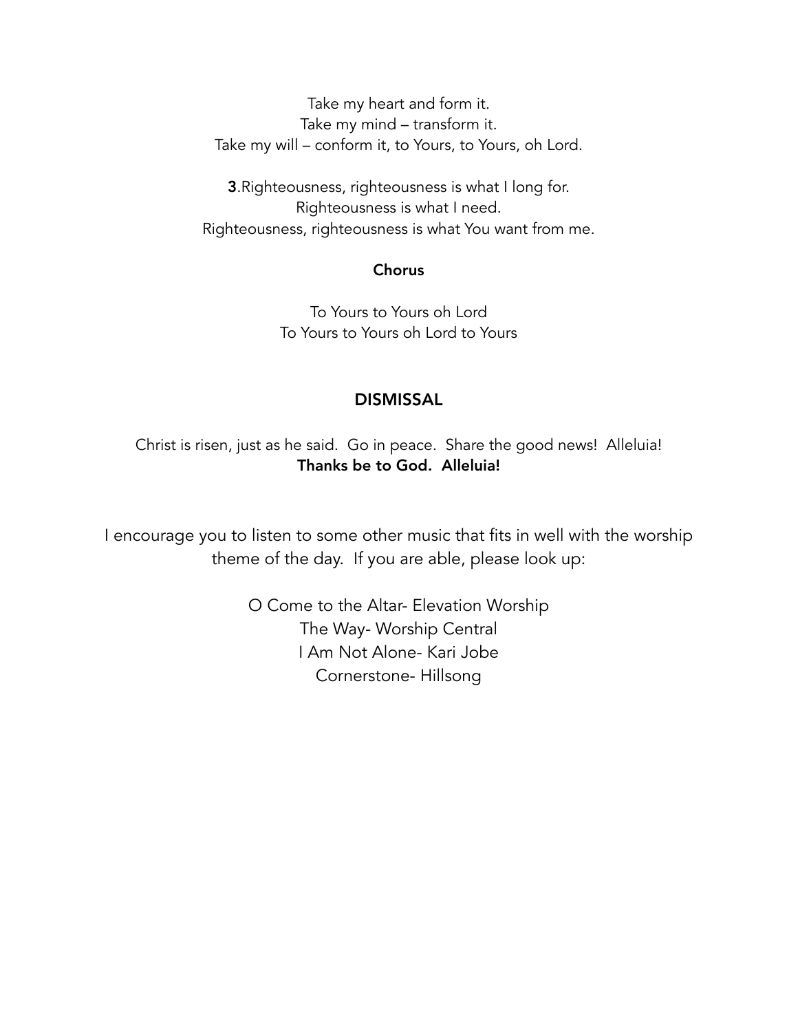Take my heart and form it.
Take my mind – transform it.
Take my will – conform it, to Yours, to Yours, oh Lord.

**3**.Righteousness, righteousness is what I long for.
Righteousness is what I need.
Righteousness, righteousness is what You want from me.

**Chorus**

To Yours to Yours oh Lord
To Yours to Yours oh Lord to Yours

## DISMISSAL

Christ is risen, just as he said. Go in peace. Share the good news! Alleluia!
**Thanks be to God. Alleluia!**

I encourage you to listen to some other music that fits in well with the worship theme of the day. If you are able, please look up:

O Come to the Altar- Elevation Worship
The Way- Worship Central
I Am Not Alone- Kari Jobe
Cornerstone- Hillsong